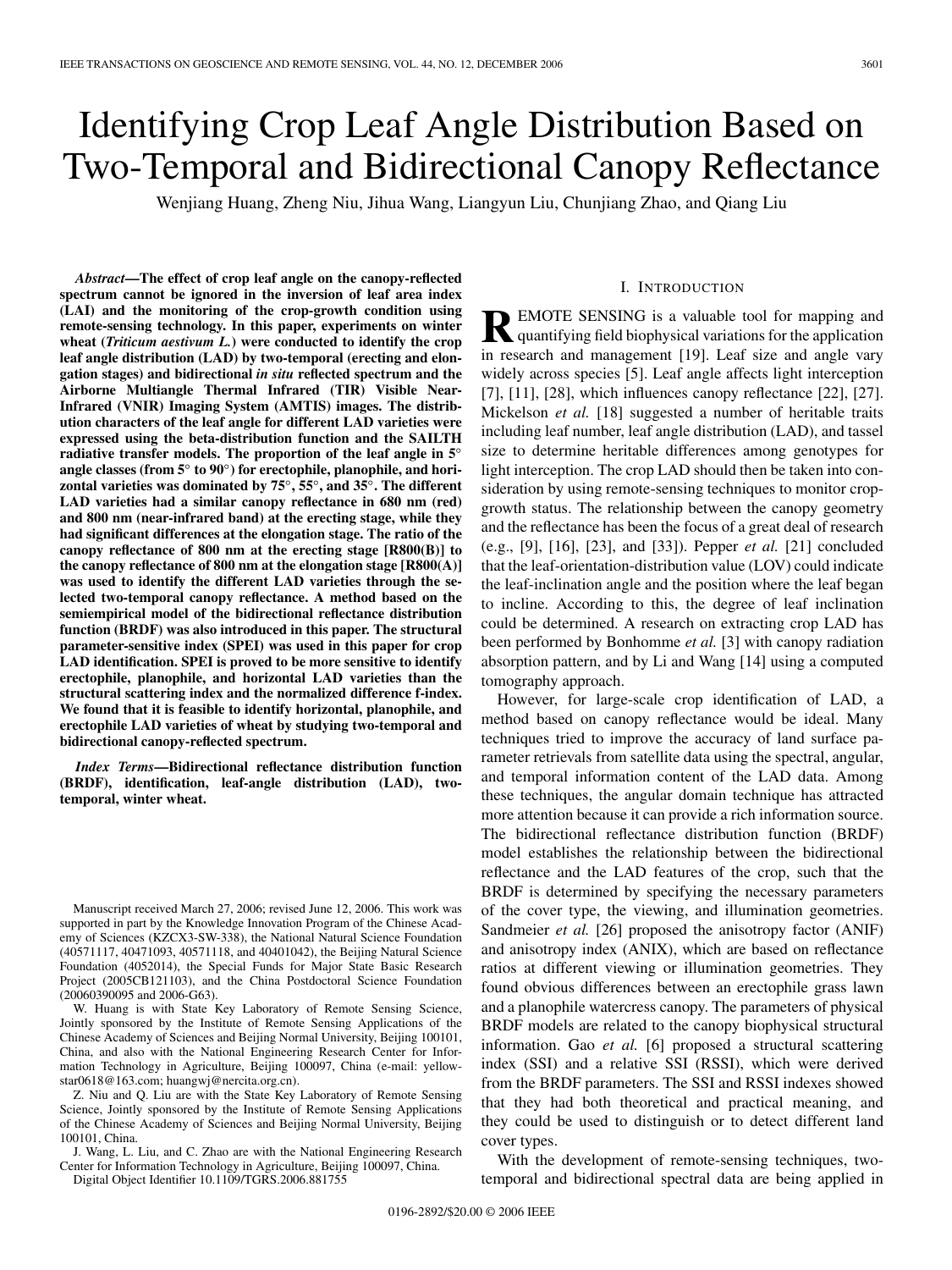# Identifying Crop Leaf Angle Distribution Based on Two-Temporal and Bidirectional Canopy Reflectance

Wenjiang Huang, Zheng Niu, Jihua Wang, Liangyun Liu, Chunjiang Zhao, and Qiang Liu

***Abstract*—The effect of crop leaf angle on the canopy-reflected spectrum cannot be ignored in the inversion of leaf area index (LAI) and the monitoring of the crop-growth condition using remote-sensing technology. In this paper, experiments on winter wheat (*Triticum aestivum L.*) were conducted to identify the crop leaf angle distribution (LAD) by two-temporal (erecting and elongation stages) and bidirectional *in situ* reflected spectrum and the Airborne Multiangle Thermal Infrared (TIR) Visible Near-Infrared (VNIR) Imaging System (AMTIS) images. The distribution characters of the leaf angle for different LAD varieties were expressed using the beta-distribution function and the SAILTH radiative transfer models. The proportion of the leaf angle in 5° angle classes (from 5° to 90°) for erectophile, planophile, and horizontal varieties was dominated by 75°, 55°, and 35°. The different LAD varieties had a similar canopy reflectance in 680 nm (red) and 800 nm (near-infrared band) at the erecting stage, while they had significant differences at the elongation stage. The ratio of the canopy reflectance of 800 nm at the erecting stage [R800(B)] to the canopy reflectance of 800 nm at the elongation stage [R800(A)] was used to identify the different LAD varieties through the selected two-temporal canopy reflectance. A method based on the semiempirical model of the bidirectional reflectance distribution function (BRDF) was also introduced in this paper. The structural parameter-sensitive index (SPEI) was used in this paper for crop LAD identification. SPEI is proved to be more sensitive to identify erectophile, planophile, and horizontal LAD varieties than the structural scattering index and the normalized difference f-index. We found that it is feasible to identify horizontal, planophile, and erectophile LAD varieties of wheat by studying two-temporal and bidirectional canopy-reflected spectrum.**

***Index Terms*—Bidirectional reflectance distribution function (BRDF), identification, leaf-angle distribution (LAD), two-temporal, winter wheat.**

Manuscript received March 27, 2006; revised June 12, 2006. This work was supported in part by the Knowledge Innovation Program of the Chinese Academy of Sciences (KZCX3-SW-338), the National Natural Science Foundation (40571117, 40471093, 40571118, and 40401042), the Beijing Natural Science Foundation (4052014), the Special Funds for Major State Basic Research Project (2005CB121103), and the China Postdoctoral Science Foundation (20060390095 and 2006-G63).

W. Huang is with State Key Laboratory of Remote Sensing Science, Jointly sponsored by the Institute of Remote Sensing Applications of the Chinese Academy of Sciences and Beijing Normal University, Beijing 100101, China, and also with the National Engineering Research Center for Information Technology in Agriculture, Beijing 100097, China (e-mail: yellowstar0618@163.com; huangwj@nercita.org.cn).

Z. Niu and Q. Liu are with the State Key Laboratory of Remote Sensing Science, Jointly sponsored by the Institute of Remote Sensing Applications of the Chinese Academy of Sciences and Beijing Normal University, Beijing 100101, China.

J. Wang, L. Liu, and C. Zhao are with the National Engineering Research Center for Information Technology in Agriculture, Beijing 100097, China.

Digital Object Identifier 10.1109/TGRS.2006.881755

## I. Introduction

Remote sensing is a valuable tool for mapping and quantifying field biophysical variations for the application in research and management [19]. Leaf size and angle vary widely across species [5]. Leaf angle affects light interception [7], [11], [28], which influences canopy reflectance [22], [27]. Mickelson *et al.* [18] suggested a number of heritable traits including leaf number, leaf angle distribution (LAD), and tassel size to determine heritable differences among genotypes for light interception. The crop LAD should then be taken into consideration by using remote-sensing techniques to monitor crop-growth status. The relationship between the canopy geometry and the reflectance has been the focus of a great deal of research (e.g., [9], [16], [23], and [33]). Pepper *et al.* [21] concluded that the leaf-orientation-distribution value (LOV) could indicate the leaf-inclination angle and the position where the leaf began to incline. According to this, the degree of leaf inclination could be determined. A research on extracting crop LAD has been performed by Bonhomme *et al.* [3] with canopy radiation absorption pattern, and by Li and Wang [14] using a computed tomography approach.

However, for large-scale crop identification of LAD, a method based on canopy reflectance would be ideal. Many techniques tried to improve the accuracy of land surface parameter retrievals from satellite data using the spectral, angular, and temporal information content of the LAD data. Among these techniques, the angular domain technique has attracted more attention because it can provide a rich information source. The bidirectional reflectance distribution function (BRDF) model establishes the relationship between the bidirectional reflectance and the LAD features of the crop, such that the BRDF is determined by specifying the necessary parameters of the cover type, the viewing, and illumination geometries. Sandmeier *et al.* [26] proposed the anisotropy factor (ANIF) and anisotropy index (ANIX), which are based on reflectance ratios at different viewing or illumination geometries. They found obvious differences between an erectophile grass lawn and a planophile watercress canopy. The parameters of physical BRDF models are related to the canopy biophysical structural information. Gao *et al.* [6] proposed a structural scattering index (SSI) and a relative SSI (RSSI), which were derived from the BRDF parameters. The SSI and RSSI indexes showed that they had both theoretical and practical meaning, and they could be used to distinguish or to detect different land cover types.

With the development of remote-sensing techniques, two-temporal and bidirectional spectral data are being applied in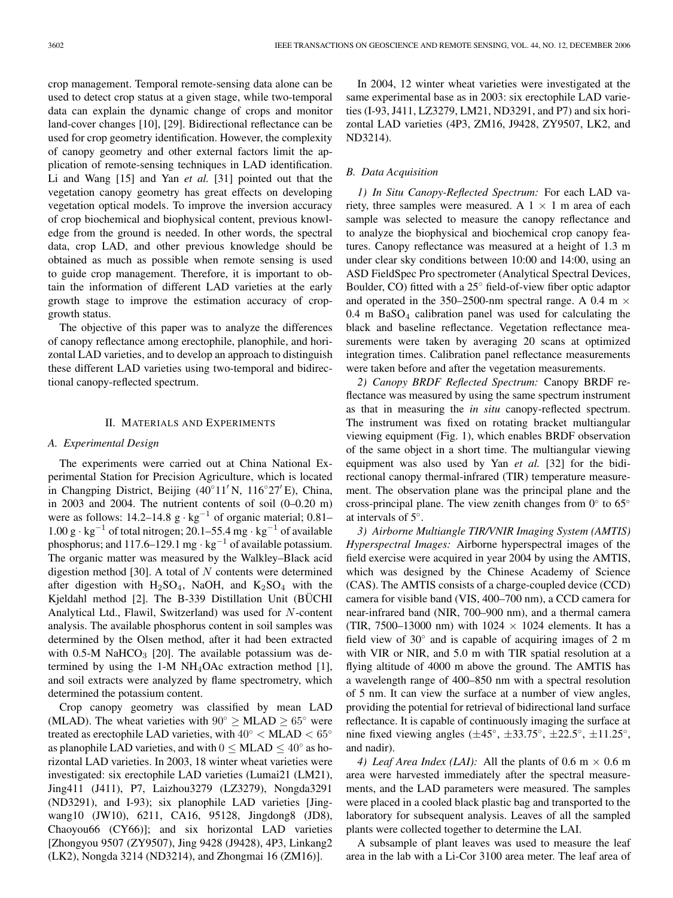crop management. Temporal remote-sensing data alone can be used to detect crop status at a given stage, while two-temporal data can explain the dynamic change of crops and monitor land-cover changes [10], [29]. Bidirectional reflectance can be used for crop geometry identification. However, the complexity of canopy geometry and other external factors limit the application of remote-sensing techniques in LAD identification. Li and Wang [15] and Yan *et al.* [31] pointed out that the vegetation canopy geometry has great effects on developing vegetation optical models. To improve the inversion accuracy of crop biochemical and biophysical content, previous knowledge from the ground is needed. In other words, the spectral data, crop LAD, and other previous knowledge should be obtained as much as possible when remote sensing is used to guide crop management. Therefore, it is important to obtain the information of different LAD varieties at the early growth stage to improve the estimation accuracy of crop-growth status.

The objective of this paper was to analyze the differences of canopy reflectance among erectophile, planophile, and horizontal LAD varieties, and to develop an approach to distinguish these different LAD varieties using two-temporal and bidirectional canopy-reflected spectrum.

## II. Materials and Experiments

### A. Experimental Design

The experiments were carried out at China National Experimental Station for Precision Agriculture, which is located in Changping District, Beijing ($40^\circ 11'$ N, $116^\circ 27'$ E), China, in 2003 and 2004. The nutrient contents of soil (0–0.20 m) were as follows: 14.2–14.8 $g \cdot kg^{-1}$ of organic material; 0.81–1.00 $g \cdot kg^{-1}$ of total nitrogen; 20.1–55.4 $mg \cdot kg^{-1}$ of available phosphorus; and 117.6–129.1 $mg \cdot kg^{-1}$ of available potassium. The organic matter was measured by the Walkley–Black acid digestion method [30]. A total of $N$ contents were determined after digestion with $H_2SO_4$, NaOH, and $K_2SO_4$ with the Kjeldahl method [2]. The B-339 Distillation Unit (BÜCHI Analytical Ltd., Flawil, Switzerland) was used for $N$-content analysis. The available phosphorus content in soil samples was determined by the Olsen method, after it had been extracted with 0.5-M $NaHCO_3$ [20]. The available potassium was determined by using the 1-M $NH_4OAc$ extraction method [1], and soil extracts were analyzed by flame spectrometry, which determined the potassium content.

Crop canopy geometry was classified by mean LAD (MLAD). The wheat varieties with $90^\circ \geq \text{MLAD} \geq 65^\circ$ were treated as erectophile LAD varieties, with $40^\circ < \text{MLAD} < 65^\circ$ as planophile LAD varieties, and with $0 \leq \text{MLAD} \leq 40^\circ$ as horizontal LAD varieties. In 2003, 18 winter wheat varieties were investigated: six erectophile LAD varieties (Lumai21 (LM21), Jing411 (J411), P7, Laizhou3279 (LZ3279), Nongda3291 (ND3291), and I-93); six planophile LAD varieties [Jingwang10 (JW10), 6211, CA16, 95128, Jingdong8 (JD8), Chaoyou66 (CY66)]; and six horizontal LAD varieties [Zhongyou 9507 (ZY9507), Jing 9428 (J9428), 4P3, Linkang2 (LK2), Nongda 3214 (ND3214), and Zhongmai 16 (ZM16)].

In 2004, 12 winter wheat varieties were investigated at the same experimental base as in 2003: six erectophile LAD varieties (I-93, J411, LZ3279, LM21, ND3291, and P7) and six horizontal LAD varieties (4P3, ZM16, J9428, ZY9507, LK2, and ND3214).

### B. Data Acquisition

*1) In Situ Canopy-Reflected Spectrum:* For each LAD variety, three samples were measured. A 1 × 1 m area of each sample was selected to measure the canopy reflectance and to analyze the biophysical and biochemical crop canopy features. Canopy reflectance was measured at a height of 1.3 m under clear sky conditions between 10:00 and 14:00, using an ASD FieldSpec Pro spectrometer (Analytical Spectral Devices, Boulder, CO) fitted with a $25^\circ$ field-of-view fiber optic adaptor and operated in the 350–2500-nm spectral range. A 0.4 m × 0.4 m $BaSO_4$ calibration panel was used for calculating the black and baseline reflectance. Vegetation reflectance measurements were taken by averaging 20 scans at optimized integration times. Calibration panel reflectance measurements were taken before and after the vegetation measurements.

*2) Canopy BRDF Reflected Spectrum:* Canopy BRDF reflectance was measured by using the same spectrum instrument as that in measuring the *in situ* canopy-reflected spectrum. The instrument was fixed on rotating bracket multiangular viewing equipment (Fig. 1), which enables BRDF observation of the same object in a short time. The multiangular viewing equipment was also used by Yan *et al.* [32] for the bidirectional canopy thermal-infrared (TIR) temperature measurement. The observation plane was the principal plane and the cross-principal plane. The view zenith changes from $0^\circ$ to $65^\circ$ at intervals of $5^\circ$.

*3) Airborne Multiangle TIR/VNIR Imaging System (AMTIS) Hyperspectral Images:* Airborne hyperspectral images of the field exercise were acquired in year 2004 by using the AMTIS, which was designed by the Chinese Academy of Science (CAS). The AMTIS consists of a charge-coupled device (CCD) camera for visible band (VIS, 400–700 nm), a CCD camera for near-infrared band (NIR, 700–900 nm), and a thermal camera (TIR, 7500–13000 nm) with 1024 × 1024 elements. It has a field view of $30^\circ$ and is capable of acquiring images of 2 m with VIR or NIR, and 5.0 m with TIR spatial resolution at a flying altitude of 4000 m above the ground. The AMTIS has a wavelength range of 400–850 nm with a spectral resolution of 5 nm. It can view the surface at a number of view angles, providing the potential for retrieval of bidirectional land surface reflectance. It is capable of continuously imaging the surface at nine fixed viewing angles ($\pm 45^\circ$, $\pm 33.75^\circ$, $\pm 22.5^\circ$, $\pm 11.25^\circ$, and nadir).

*4) Leaf Area Index (LAI):* All the plants of 0.6 m × 0.6 m area were harvested immediately after the spectral measurements, and the LAD parameters were measured. The samples were placed in a cooled black plastic bag and transported to the laboratory for subsequent analysis. Leaves of all the sampled plants were collected together to determine the LAI.

A subsample of plant leaves was used to measure the leaf area in the lab with a Li-Cor 3100 area meter. The leaf area of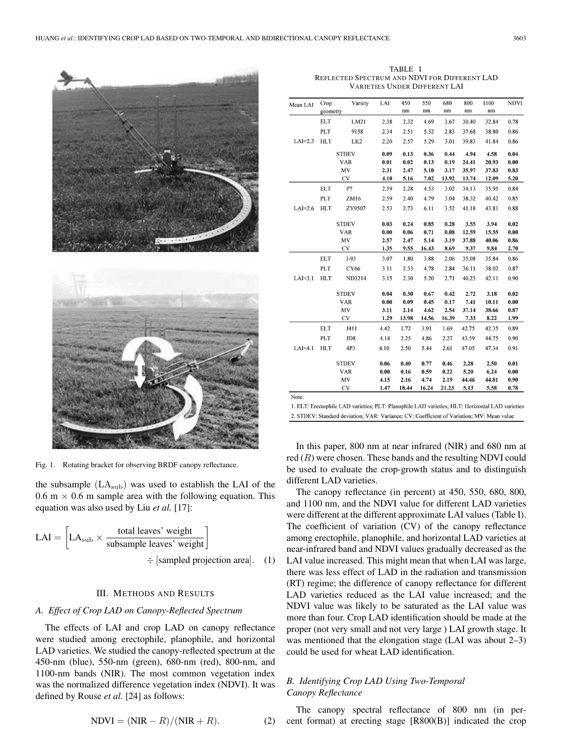Fig. 1. Rotating bracket for observing BRDF canopy reflectance.

the subsample ($LA_{sub}$) was used to establish the LAI of the 0.6 m × 0.6 m sample area with the following equation. This equation was also used by Liu *et al.* [17]:

$$\mathrm{LAI} = \left[\mathrm{LA_{sub}} \times \frac{\text{total leaves' weight}}{\text{subsample leaves' weight}}\right] \div [\text{sampled projection area}]. \quad (1)$$

## III. Methods and Results

### A. Effect of Crop LAD on Canopy-Reflected Spectrum

The effects of LAI and crop LAD on canopy reflectance were studied among erectophile, planophile, and horizontal LAD varieties. We studied the canopy-reflected spectrum at the 450-nm (blue), 550-nm (green), 680-nm (red), 800-nm, and 1100-nm bands (NIR). The most common vegetation index was the normalized difference vegetation index (NDVI). It was defined by Rouse *et al.* [24] as follows:

$$\mathrm{NDVI} = (\mathrm{NIR} - R)/(\mathrm{NIR} + R). \quad (2)$$

TABLE I
Reflected Spectrum and NDVI for Different LAD Varieties Under Different LAI

| Mean LAI | Crop geometry | Variety | LAI | 450 nm | 550 nm | 680 nm | 800 nm | 1100 nm | NDVI |
|---|---|---|---|---|---|---|---|---|---|
| LAI≈2.3 | ELT | LM21 | 2.38 | 2.32 | 4.69 | 3.67 | 30.40 | 32.84 | 0.78 |
| | PLT | 9158 | 2.34 | 2.51 | 5.32 | 2.83 | 37.68 | 38.80 | 0.86 |
| | HLT | LK2 | 2.20 | 2.57 | 5.29 | 3.01 | 39.83 | 41.84 | 0.86 |
| | **STDEV** | | **0.09** | **0.13** | **0.36** | **0.44** | **4.94** | **4.58** | **0.04** |
| | **VAR** | | **0.01** | **0.02** | **0.13** | **0.19** | **24.41** | **20.93** | **0.00** |
| | **MV** | | **2.31** | **2.47** | **5.10** | **3.17** | **35.97** | **37.83** | **0.83** |
| | **CV** | | **4.10** | **5.16** | **7.02** | **13.92** | **13.74** | **12.09** | **5.20** |
| LAI≈2.6 | ELT | P7 | 2.59 | 2.28 | 4.53 | 3.02 | 34.13 | 35.95 | 0.84 |
| | PLT | ZM16 | 2.59 | 2.40 | 4.79 | 3.04 | 38.32 | 40.42 | 0.85 |
| | HLT | ZY9507 | 2.53 | 2.73 | 6.11 | 3.52 | 41.18 | 43.81 | 0.88 |
| | **STDEV** | | **0.03** | **0.24** | **0.85** | **0.28** | **3.55** | **3.94** | **0.02** |
| | **VAR** | | **0.00** | **0.06** | **0.71** | **0.08** | **12.59** | **15.55** | **0.00** |
| | **MV** | | **2.57** | **2.47** | **5.14** | **3.19** | **37.88** | **40.06** | **0.86** |
| | **CV** | | **1.35** | **9.55** | **16.43** | **8.69** | **9.37** | **9.84** | **2.70** |
| LAI≈3.1 | ELT | I-93 | 3.07 | 1.80 | 3.88 | 2.06 | 35.08 | 35.84 | 0.86 |
| | PLT | CY66 | 3.11 | 2.33 | 4.78 | 2.84 | 36.11 | 38.02 | 0.87 |
| | HLT | ND3214 | 3.15 | 2.30 | 5.20 | 2.71 | 40.23 | 42.11 | 0.90 |
| | **STDEV** | | **0.04** | **0.30** | **0.67** | **0.42** | **2.72** | **3.18** | **0.02** |
| | **VAR** | | **0.00** | **0.09** | **0.45** | **0.17** | **7.41** | **10.11** | **0.00** |
| | **MV** | | **3.11** | **2.14** | **4.62** | **2.54** | **37.14** | **38.66** | **0.87** |
| | **CV** | | **1.29** | **13.98** | **14.56** | **16.39** | **7.33** | **8.22** | **1.99** |
| LAI≈4.1 | ELT | J411 | 4.42 | 1.72 | 3.91 | 1.69 | 42.75 | 42.35 | 0.89 |
| | PLT | JD8 | 4.14 | 2.25 | 4.86 | 2.27 | 43.59 | 44.75 | 0.90 |
| | HLT | 4P3 | 4.10 | 2.50 | 5.44 | 2.61 | 47.05 | 47.34 | 0.91 |
| | **STDEV** | | **0.06** | **0.40** | **0.77** | **0.46** | **2.28** | **2.50** | **0.01** |
| | **VAR** | | **0.00** | **0.16** | **0.59** | **0.22** | **5.20** | **6.24** | **0.00** |
| | **MV** | | **4.15** | **2.16** | **4.74** | **2.19** | **44.46** | **44.81** | **0.90** |
| | **CV** | | **1.47** | **18.44** | **16.24** | **21.23** | **5.13** | **5.58** | **0.78** |

Note:
1. ELT: Erectophile LAD varieties; PLT: Planophile LAD varieties; HLT: Horizontal LAD varieties
2. STDEV: Standard deviation; VAR: Variance; CV: Coefficient of Variation; MV: Mean value

In this paper, 800 nm at near infrared (NIR) and 680 nm at red ($R$) were chosen. These bands and the resulting NDVI could be used to evaluate the crop-growth status and to distinguish different LAD varieties.

The canopy reflectance (in percent) at 450, 550, 680, 800, and 1100 nm, and the NDVI value for different LAD varieties were different at the different approximate LAI values (Table I). The coefficient of variation (CV) of the canopy reflectance among erectophile, planophile, and horizontal LAD varieties at near-infrared band and NDVI values gradually decreased as the LAI value increased. This might mean that when LAI was large, there was less effect of LAD in the radiation and transmission (RT) regime; the difference of canopy reflectance for different LAD varieties reduced as the LAI value increased; and the NDVI value was likely to be saturated as the LAI value was more than four. Crop LAD identification should be made at the proper (not very small and not very large ) LAI growth stage. It was mentioned that the elongation stage (LAI was about 2–3) could be used for wheat LAD identification.

### B. Identifying Crop LAD Using Two-Temporal Canopy Reflectance

The canopy spectral reflectance of 800 nm (in percent format) at erecting stage [R800(B)] indicated the crop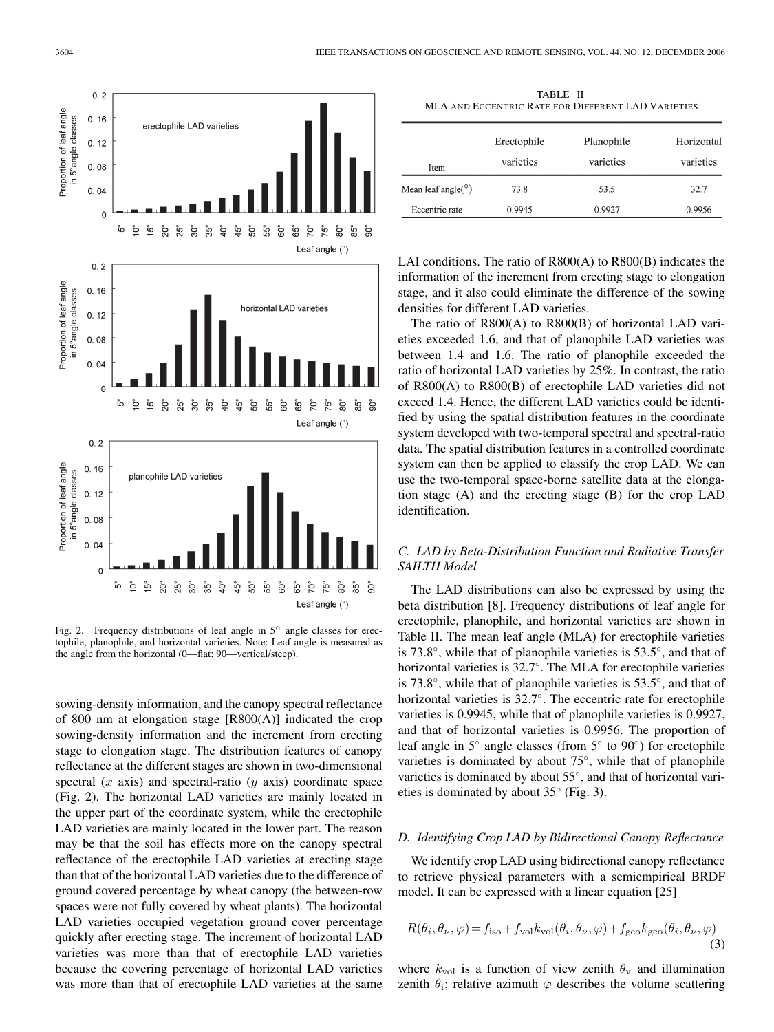Fig. 2. Frequency distributions of leaf angle in 5° angle classes for erectophile, planophile, and horizontal varieties. Note: Leaf angle is measured as the angle from the horizontal (0—flat; 90—vertical/steep).

sowing-density information, and the canopy spectral reflectance of 800 nm at elongation stage [R800(A)] indicated the crop sowing-density information and the increment from erecting stage to elongation stage. The distribution features of canopy reflectance at the different stages are shown in two-dimensional spectral ($x$ axis) and spectral-ratio ($y$ axis) coordinate space (Fig. 2). The horizontal LAD varieties are mainly located in the upper part of the coordinate system, while the erectophile LAD varieties are mainly located in the lower part. The reason may be that the soil has effects more on the canopy spectral reflectance of the erectophile LAD varieties at erecting stage than that of the horizontal LAD varieties due to the difference of ground covered percentage by wheat canopy (the between-row spaces were not fully covered by wheat plants). The horizontal LAD varieties occupied vegetation ground cover percentage quickly after erecting stage. The increment of horizontal LAD varieties was more than that of erectophile LAD varieties because the covering percentage of horizontal LAD varieties was more than that of erectophile LAD varieties at the same LAI conditions. The ratio of R800(A) to R800(B) indicates the information of the increment from erecting stage to elongation stage, and it also could eliminate the difference of the sowing densities for different LAD varieties.

The ratio of R800(A) to R800(B) of horizontal LAD varieties exceeded 1.6, and that of planophile LAD varieties was between 1.4 and 1.6. The ratio of planophile exceeded the ratio of horizontal LAD varieties by 25%. In contrast, the ratio of R800(A) to R800(B) of erectophile LAD varieties did not exceed 1.4. Hence, the different LAD varieties could be identified by using the spatial distribution features in the coordinate system developed with two-temporal spectral and spectral-ratio data. The spatial distribution features in a controlled coordinate system can then be applied to classify the crop LAD. We can use the two-temporal space-borne satellite data at the elongation stage (A) and the erecting stage (B) for the crop LAD identification.

TABLE II
MLA AND ECCENTRIC RATE FOR DIFFERENT LAD VARIETIES

| Item | Erectophile varieties | Planophile varieties | Horizontal varieties |
|---|---|---|---|
| Mean leaf angle(°) | 73.8 | 53.5 | 32.7 |
| Eccentric rate | 0.9945 | 0.9927 | 0.9956 |

### C. LAD by Beta-Distribution Function and Radiative Transfer SAILTH Model

The LAD distributions can also be expressed by using the beta distribution [8]. Frequency distributions of leaf angle for erectophile, planophile, and horizontal varieties are shown in Table II. The mean leaf angle (MLA) for erectophile varieties is 73.8°, while that of planophile varieties is 53.5°, and that of horizontal varieties is 32.7°. The MLA for erectophile varieties is 73.8°, while that of planophile varieties is 53.5°, and that of horizontal varieties is 32.7°. The eccentric rate for erectophile varieties is 0.9945, while that of planophile varieties is 0.9927, and that of horizontal varieties is 0.9956. The proportion of leaf angle in 5° angle classes (from 5° to 90°) for erectophile varieties is dominated by about 75°, while that of planophile varieties is dominated by about 55°, and that of horizontal varieties is dominated by about 35° (Fig. 3).

### D. Identifying Crop LAD by Bidirectional Canopy Reflectance

We identify crop LAD using bidirectional canopy reflectance to retrieve physical parameters with a semiempirical BRDF model. It can be expressed with a linear equation [25]

$$R(\theta_i, \theta_\nu, \varphi) = f_{\text{iso}} + f_{\text{vol}} k_{\text{vol}}(\theta_i, \theta_\nu, \varphi) + f_{\text{geo}} k_{\text{geo}}(\theta_i, \theta_\nu, \varphi) \tag{3}$$

where $k_{\text{vol}}$ is a function of view zenith $\theta_{\text{v}}$ and illumination zenith $\theta_{\text{i}}$; relative azimuth $\varphi$ describes the volume scattering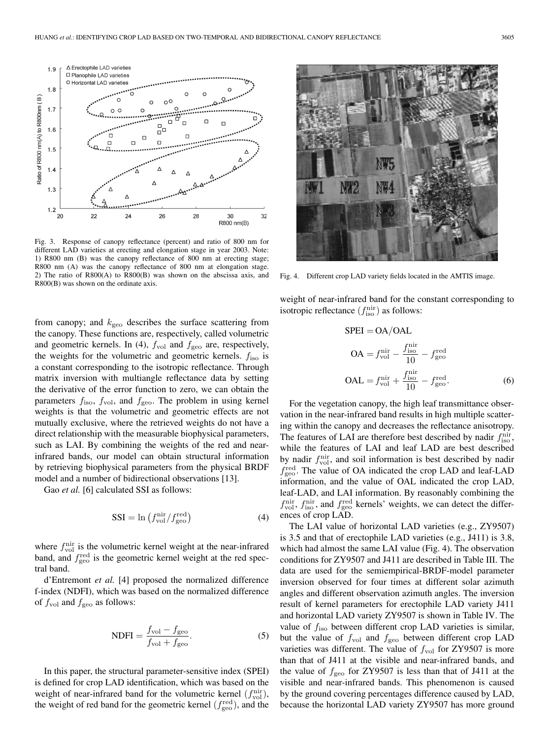Fig. 3. Response of canopy reflectance (percent) and ratio of 800 nm for different LAD varieties at erecting and elongation stage in year 2003. Note: 1) R800 nm (B) was the canopy reflectance of 800 nm at erecting stage; R800 nm (A) was the canopy reflectance of 800 nm at elongation stage. 2) The ratio of R800(A) to R800(B) was shown on the abscissa axis, and R800(B) was shown on the ordinate axis.

Fig. 4. Different crop LAD variety fields located in the AMTIS image.

from canopy; and $k_{\mathrm{geo}}$ describes the surface scattering from the canopy. These functions are, respectively, called volumetric and geometric kernels. In (4), $f_{\mathrm{vol}}$ and $f_{\mathrm{geo}}$ are, respectively, the weights for the volumetric and geometric kernels. $f_{\mathrm{iso}}$ is a constant corresponding to the isotropic reflectance. Through matrix inversion with multiangle reflectance data by setting the derivative of the error function to zero, we can obtain the parameters $f_{\mathrm{iso}}$, $f_{\mathrm{vol}}$, and $f_{\mathrm{geo}}$. The problem in using kernel weights is that the volumetric and geometric effects are not mutually exclusive, where the retrieved weights do not have a direct relationship with the measurable biophysical parameters, such as LAI. By combining the weights of the red and near-infrared bands, our model can obtain structural information by retrieving biophysical parameters from the physical BRDF model and a number of bidirectional observations [13].

Gao *et al.* [6] calculated SSI as follows:

$$\mathrm{SSI} = \ln\left(f_{\mathrm{vol}}^{\mathrm{nir}}/f_{\mathrm{geo}}^{\mathrm{red}}\right) \tag{4}$$

where $f_{\mathrm{vol}}^{\mathrm{nir}}$ is the volumetric kernel weight at the near-infrared band, and $f_{\mathrm{geo}}^{\mathrm{red}}$ is the geometric kernel weight at the red spectral band.

d'Entremont *et al.* [4] proposed the normalized difference f-index (NDFI), which was based on the normalized difference of $f_{\mathrm{vol}}$ and $f_{\mathrm{geo}}$ as follows:

$$\mathrm{NDFI} = \frac{f_{\mathrm{vol}} - f_{\mathrm{geo}}}{f_{\mathrm{vol}} + f_{\mathrm{geo}}}. \tag{5}$$

In this paper, the structural parameter-sensitive index (SPEI) is defined for crop LAD identification, which was based on the weight of near-infrared band for the volumetric kernel ($f_{\mathrm{vol}}^{\mathrm{nir}}$), the weight of red band for the geometric kernel ($f_{\mathrm{geo}}^{\mathrm{red}}$), and the weight of near-infrared band for the constant corresponding to isotropic reflectance ($f_{\mathrm{iso}}^{\mathrm{nir}}$) as follows:

$$\begin{aligned}
\mathrm{SPEI} &= \mathrm{OA}/\mathrm{OAL} \\
\mathrm{OA} &= f_{\mathrm{vol}}^{\mathrm{nir}} - \frac{f_{\mathrm{iso}}^{\mathrm{nir}}}{10} - f_{\mathrm{geo}}^{\mathrm{red}} \\
\mathrm{OAL} &= f_{\mathrm{vol}}^{\mathrm{nir}} + \frac{f_{\mathrm{iso}}^{\mathrm{nir}}}{10} - f_{\mathrm{geo}}^{\mathrm{red}}.
\end{aligned} \tag{6}$$

For the vegetation canopy, the high leaf transmittance observation in the near-infrared band results in high multiple scattering within the canopy and decreases the reflectance anisotropy. The features of LAI are therefore best described by nadir $f_{\mathrm{iso}}^{\mathrm{nir}}$, while the features of LAI and leaf LAD are best described by nadir $f_{\mathrm{vol}}^{\mathrm{nir}}$, and soil information is best described by nadir $f_{\mathrm{geo}}^{\mathrm{red}}$. The value of OA indicated the crop LAD and leaf-LAD information, and the value of OAL indicated the crop LAD, leaf-LAD, and LAI information. By reasonably combining the $f_{\mathrm{vol}}^{\mathrm{nir}}$, $f_{\mathrm{iso}}^{\mathrm{nir}}$, and $f_{\mathrm{geo}}^{\mathrm{red}}$ kernels' weights, we can detect the differences of crop LAD.

The LAI value of horizontal LAD varieties (e.g., ZY9507) is 3.5 and that of erectophile LAD varieties (e.g., J411) is 3.8, which had almost the same LAI value (Fig. 4). The observation conditions for ZY9507 and J411 are described in Table III. The data are used for the semiempirical-BRDF-model parameter inversion observed for four times at different solar azimuth angles and different observation azimuth angles. The inversion result of kernel parameters for erectophile LAD variety J411 and horizontal LAD variety ZY9507 is shown in Table IV. The value of $f_{\mathrm{iso}}$ between different crop LAD varieties is similar, but the value of $f_{\mathrm{vol}}$ and $f_{\mathrm{geo}}$ between different crop LAD varieties was different. The value of $f_{\mathrm{vol}}$ for ZY9507 is more than that of J411 at the visible and near-infrared bands, and the value of $f_{\mathrm{geo}}$ for ZY9507 is less than that of J411 at the visible and near-infrared bands. This phenomenon is caused by the ground covering percentages difference caused by LAD, because the horizontal LAD variety ZY9507 has more ground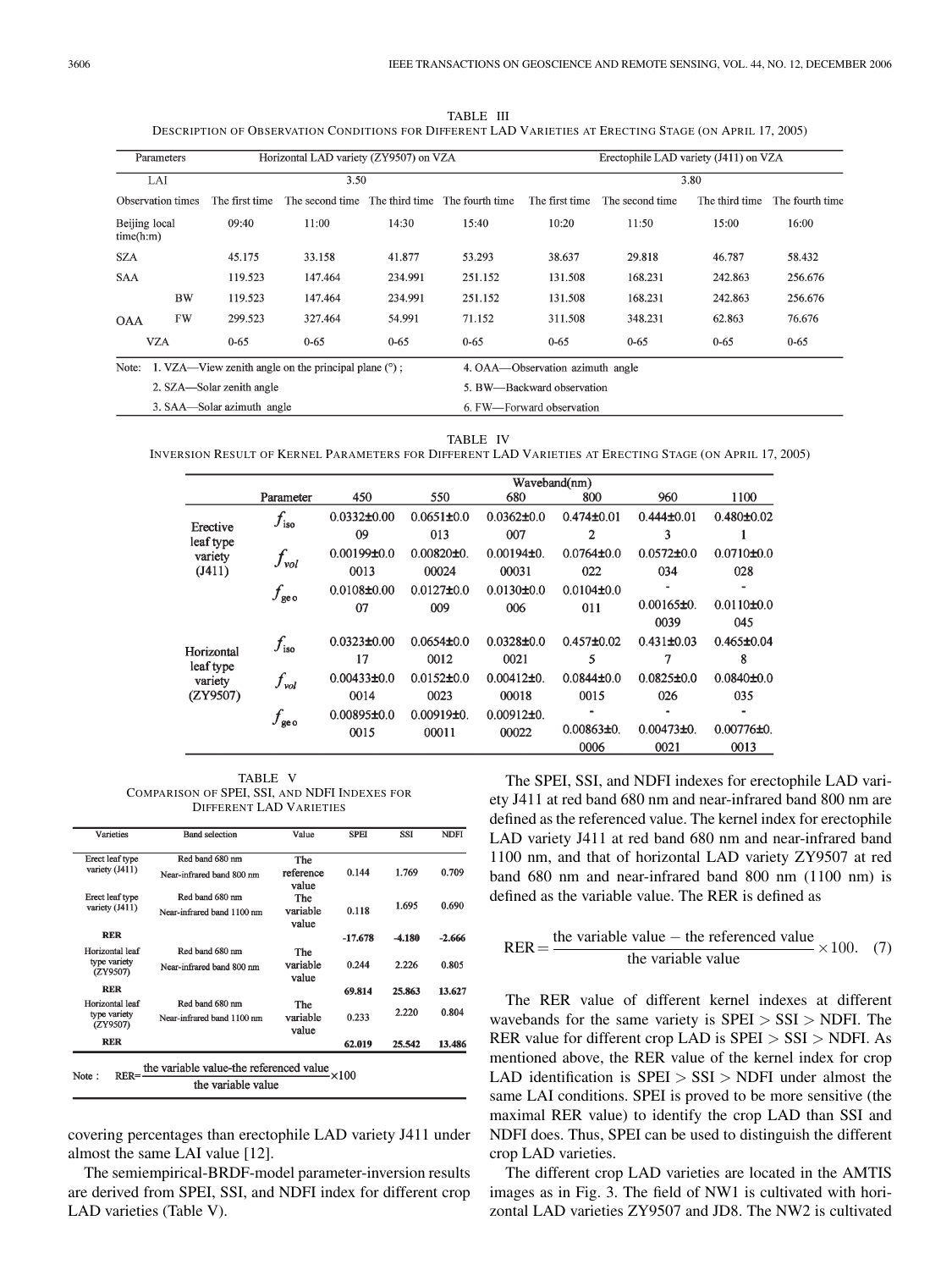TABLE III
DESCRIPTION OF OBSERVATION CONDITIONS FOR DIFFERENT LAD VARIETIES AT ERECTING STAGE (ON APRIL 17, 2005)

| Parameters | | Horizontal LAD variety (ZY9507) on VZA | | | | Erectophile LAD variety (J411) on VZA | | | |
|---|---|---|---|---|---|---|---|---|---|
| LAI | | 3.50 | | | | 3.80 | | | |
| Observation times | | The first time | The second time | The third time | The fourth time | The first time | The second time | The third time | The fourth time |
| Beijing local time(h:m) | | 09:40 | 11:00 | 14:30 | 15:40 | 10:20 | 11:50 | 15:00 | 16:00 |
| SZA | | 45.175 | 33.158 | 41.877 | 53.293 | 38.637 | 29.818 | 46.787 | 58.432 |
| SAA | | 119.523 | 147.464 | 234.991 | 251.152 | 131.508 | 168.231 | 242.863 | 256.676 |
| OAA | BW | 119.523 | 147.464 | 234.991 | 251.152 | 131.508 | 168.231 | 242.863 | 256.676 |
| | FW | 299.523 | 327.464 | 54.991 | 71.152 | 311.508 | 348.231 | 62.863 | 76.676 |
| VZA | | 0-65 | 0-65 | 0-65 | 0-65 | 0-65 | 0-65 | 0-65 | 0-65 |

Note: 1. VZA—View zenith angle on the principal plane (°); 2. SZA—Solar zenith angle; 3. SAA—Solar azimuth angle; 4. OAA—Observation azimuth angle; 5. BW—Backward observation; 6. FW—Forward observation

TABLE IV
INVERSION RESULT OF KERNEL PARAMETERS FOR DIFFERENT LAD VARIETIES AT ERECTING STAGE (ON APRIL 17, 2005)

| | Parameter | 450 | 550 | 680 | 800 | 960 | 1100 |
|---|---|---|---|---|---|---|---|
| Erective leaf type variety (J411) | $f_{iso}$ | 0.0332±0.0009 | 0.0651±0.0013 | 0.0362±0.0007 | 0.474±0.012 | 0.444±0.013 | 0.480±0.021 |
| | $f_{vol}$ | 0.00199±0.00013 | 0.00820±0.00024 | 0.00194±0.00031 | 0.0764±0.0022 | 0.0572±0.0034 | 0.0710±0.0028 |
| | $f_{geo}$ | 0.0108±0.0007 | 0.0127±0.0009 | 0.0130±0.0006 | 0.0104±0.0011 | -0.00165±0.0039 | -0.0110±0.0045 |
| Horizontal leaf type variety (ZY9507) | $f_{iso}$ | 0.0323±0.0017 | 0.0654±0.0012 | 0.0328±0.0021 | 0.457±0.025 | 0.431±0.037 | 0.465±0.048 |
| | $f_{vol}$ | 0.00433±0.0014 | 0.0152±0.0023 | 0.00412±0.00018 | 0.0844±0.0015 | 0.0825±0.0026 | 0.0840±0.0035 |
| | $f_{geo}$ | 0.00895±0.0015 | 0.00919±0.00011 | 0.00912±0.00022 | -0.00863±0.0006 | -0.00473±0.0021 | -0.00776±0.0013 |

TABLE V
COMPARISON OF SPEI, SSI, AND NDFI INDEXES FOR DIFFERENT LAD VARIETIES

| Varieties | Band selection | Value | SPEI | SSI | NDFI |
|---|---|---|---|---|---|
| Erect leaf type variety (J411) | Red band 680 nm; Near-infrared band 800 nm | The reference value | 0.144 | 1.769 | 0.709 |
| Erect leaf type variety (J411) | Red band 680 nm; Near-infrared band 1100 nm | The variable value | 0.118 | 1.695 | 0.690 |
| **RER** | | | **-17.678** | **-4.180** | **-2.666** |
| Horizontal leaf type variety (ZY9507) | Red band 680 nm; Near-infrared band 800 nm | The variable value | 0.244 | 2.226 | 0.805 |
| **RER** | | | **69.814** | **25.863** | **13.627** |
| Horizontal leaf type variety (ZY9507) | Red band 680 nm; Near-infrared band 1100 nm | The variable value | 0.233 | 2.220 | 0.804 |
| **RER** | | | **62.019** | **25.542** | **13.486** |

Note: $\text{RER}=\frac{\text{the variable value-the referenced value}}{\text{the variable value}}\times 100$

covering percentages than erectophile LAD variety J411 under almost the same LAI value [12].

The semiempirical-BRDF-model parameter-inversion results are derived from SPEI, SSI, and NDFI index for different crop LAD varieties (Table V).

The SPEI, SSI, and NDFI indexes for erectophile LAD variety J411 at red band 680 nm and near-infrared band 800 nm are defined as the referenced value. The kernel index for erectophile LAD variety J411 at red band 680 nm and near-infrared band 1100 nm, and that of horizontal LAD variety ZY9507 at red band 680 nm and near-infrared band 800 nm (1100 nm) is defined as the variable value. The RER is defined as

$$\text{RER} = \frac{\text{the variable value} - \text{the referenced value}}{\text{the variable value}} \times 100. \quad (7)$$

The RER value of different kernel indexes at different wavebands for the same variety is SPEI > SSI > NDFI. The RER value for different crop LAD is SPEI > SSI > NDFI. As mentioned above, the RER value of the kernel index for crop LAD identification is SPEI > SSI > NDFI under almost the same LAI conditions. SPEI is proved to be more sensitive (the maximal RER value) to identify the crop LAD than SSI and NDFI does. Thus, SPEI can be used to distinguish the different crop LAD varieties.

The different crop LAD varieties are located in the AMTIS images as in Fig. 3. The field of NW1 is cultivated with horizontal LAD varieties ZY9507 and JD8. The NW2 is cultivated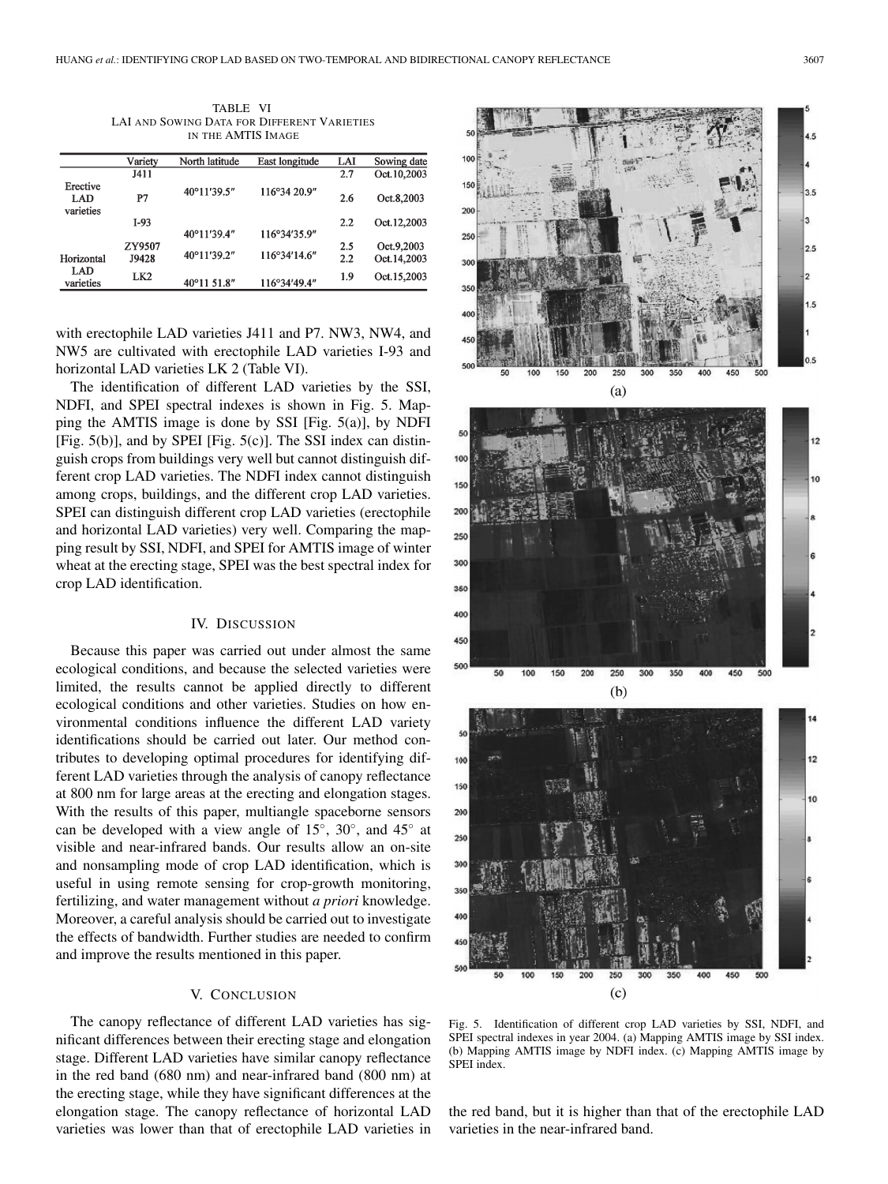TABLE VI
LAI AND SOWING DATA FOR DIFFERENT VARIETIES IN THE AMTIS IMAGE

| | Variety | North latitude | East longitude | LAI | Sowing date |
|---|---|---|---|---|---|
| Erective LAD varieties | J411 | 40°11′39.5″ | 116°34 20.9″ | 2.7 | Oct.10,2003 |
| | P7 | | | 2.6 | Oct.8,2003 |
| | I-93 | 40°11′39.4″ | 116°34′35.9″ | 2.2 | Oct.12,2003 |
| Horizontal LAD varieties | ZY9507 | 40°11′39.2″ | 116°34′14.6″ | 2.5 | Oct.9,2003 |
| | J9428 | | | 2.2 | Oct.14,2003 |
| | LK2 | 40°11 51.8″ | 116°34′49.4″ | 1.9 | Oct.15,2003 |

with erectophile LAD varieties J411 and P7. NW3, NW4, and NW5 are cultivated with erectophile LAD varieties I-93 and horizontal LAD varieties LK 2 (Table VI).

The identification of different LAD varieties by the SSI, NDFI, and SPEI spectral indexes is shown in Fig. 5. Mapping the AMTIS image is done by SSI [Fig. 5(a)], by NDFI [Fig. 5(b)], and by SPEI [Fig. 5(c)]. The SSI index can distinguish crops from buildings very well but cannot distinguish different crop LAD varieties. The NDFI index cannot distinguish among crops, buildings, and the different crop LAD varieties. SPEI can distinguish different crop LAD varieties (erectophile and horizontal LAD varieties) very well. Comparing the mapping result by SSI, NDFI, and SPEI for AMTIS image of winter wheat at the erecting stage, SPEI was the best spectral index for crop LAD identification.

## IV. Discussion

Because this paper was carried out under almost the same ecological conditions, and because the selected varieties were limited, the results cannot be applied directly to different ecological conditions and other varieties. Studies on how environmental conditions influence the different LAD variety identifications should be carried out later. Our method contributes to developing optimal procedures for identifying different LAD varieties through the analysis of canopy reflectance at 800 nm for large areas at the erecting and elongation stages. With the results of this paper, multiangle spaceborne sensors can be developed with a view angle of 15°, 30°, and 45° at visible and near-infrared bands. Our results allow an on-site and nonsampling mode of crop LAD identification, which is useful in using remote sensing for crop-growth monitoring, fertilizing, and water management without *a priori* knowledge. Moreover, a careful analysis should be carried out to investigate the effects of bandwidth. Further studies are needed to confirm and improve the results mentioned in this paper.

## V. Conclusion

The canopy reflectance of different LAD varieties has significant differences between their erecting stage and elongation stage. Different LAD varieties have similar canopy reflectance in the red band (680 nm) and near-infrared band (800 nm) at the erecting stage, while they have significant differences at the elongation stage. The canopy reflectance of horizontal LAD varieties was lower than that of erectophile LAD varieties in the red band, but it is higher than that of the erectophile LAD varieties in the near-infrared band.

Fig. 5. Identification of different crop LAD varieties by SSI, NDFI, and SPEI spectral indexes in year 2004. (a) Mapping AMTIS image by SSI index. (b) Mapping AMTIS image by NDFI index. (c) Mapping AMTIS image by SPEI index.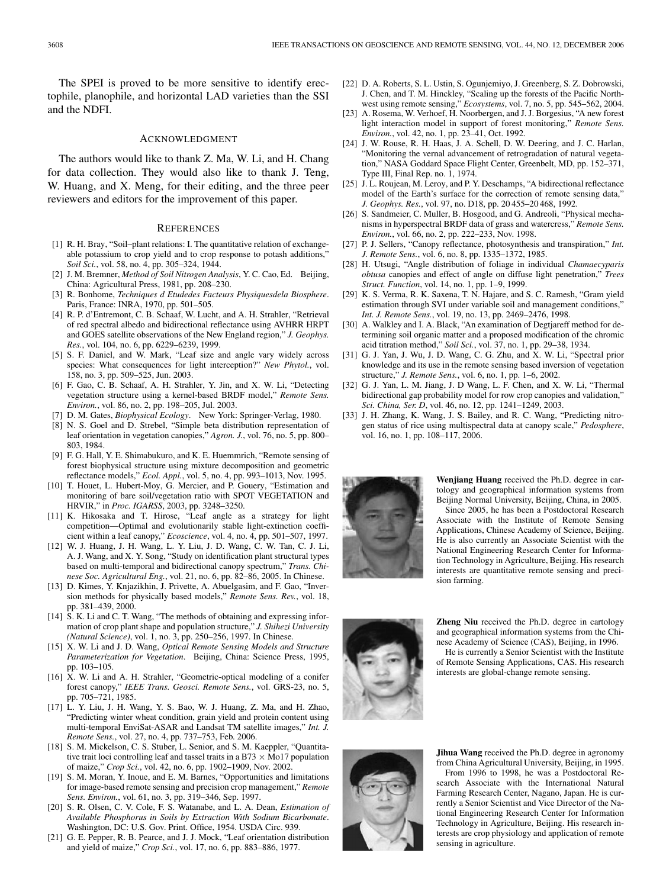The SPEI is proved to be more sensitive to identify erectophile, planophile, and horizontal LAD varieties than the SSI and the NDFI.

## Acknowledgment

The authors would like to thank Z. Ma, W. Li, and H. Chang for data collection. They would also like to thank J. Teng, W. Huang, and X. Meng, for their editing, and the three peer reviewers and editors for the improvement of this paper.

## References

[1] R. H. Bray, "Soil–plant relations: I. The quantitative relation of exchangeable potassium to crop yield and to crop response to potash additions," *Soil Sci.*, vol. 58, no. 4, pp. 305–324, 1944.

[2] J. M. Bremner, *Method of Soil Nitrogen Analysis*, Y. C. Cao, Ed. Beijing, China: Agricultural Press, 1981, pp. 208–230.

[3] R. Bonhome, *Techniques d Etudedes Facteurs Physiquesdela Biosphere*. Paris, France: INRA, 1970, pp. 501–505.

[4] R. P. d'Entremont, C. B. Schaaf, W. Lucht, and A. H. Strahler, "Retrieval of red spectral albedo and bidirectional reflectance using AVHRR HRPT and GOES satellite observations of the New England region," *J. Geophys. Res.*, vol. 104, no. 6, pp. 6229–6239, 1999.

[5] S. F. Daniel, and W. Mark, "Leaf size and angle vary widely across species: What consequences for light interception?" *New Phytol.*, vol. 158, no. 3, pp. 509–525, Jun. 2003.

[6] F. Gao, C. B. Schaaf, A. H. Strahler, Y. Jin, and X. W. Li, "Detecting vegetation structure using a kernel-based BRDF model," *Remote Sens. Environ.*, vol. 86, no. 2, pp. 198–205, Jul. 2003.

[7] D. M. Gates, *Biophysical Ecology*. New York: Springer-Verlag, 1980.

[8] N. S. Goel and D. Strebel, "Simple beta distribution representation of leaf orientation in vegetation canopies," *Agron. J.*, vol. 76, no. 5, pp. 800–803, 1984.

[9] F. G. Hall, Y. E. Shimabukuro, and K. E. Huemmrich, "Remote sensing of forest biophysical structure using mixture decomposition and geometric reflectance models," *Ecol. Appl.*, vol. 5, no. 4, pp. 993–1013, Nov. 1995.

[10] T. Houet, L. Hubert-Moy, G. Mercier, and P. Gouery, "Estimation and monitoring of bare soil/vegetation ratio with SPOT VEGETATION and HRVIR," in *Proc. IGARSS*, 2003, pp. 3248–3250.

[11] K. Hikosaka and T. Hirose, "Leaf angle as a strategy for light competition—Optimal and evolutionarily stable light-extinction coefficient within a leaf canopy," *Ecoscience*, vol. 4, no. 4, pp. 501–507, 1997.

[12] W. J. Huang, J. H. Wang, L. Y. Liu, J. D. Wang, C. W. Tan, C. J. Li, A. J. Wang, and X. Y. Song, "Study on identification plant structural types based on multi-temporal and bidirectional canopy spectrum," *Trans. Chinese Soc. Agricultural Eng.*, vol. 21, no. 6, pp. 82–86, 2005. In Chinese.

[13] D. Kimes, Y. Knjazikhin, J. Privette, A. Abuelgasim, and F. Gao, "Inversion methods for physically based models," *Remote Sens. Rev.*, vol. 18, pp. 381–439, 2000.

[14] S. K. Li and C. T. Wang, "The methods of obtaining and expressing information of crop plant shape and population structure," *J. Shihezi University (Natural Science)*, vol. 1, no. 3, pp. 250–256, 1997. In Chinese.

[15] X. W. Li and J. D. Wang, *Optical Remote Sensing Models and Structure Parameterization for Vegetation*. Beijing, China: Science Press, 1995, pp. 103–105.

[16] X. W. Li and A. H. Strahler, "Geometric-optical modeling of a conifer forest canopy," *IEEE Trans. Geosci. Remote Sens.*, vol. GRS-23, no. 5, pp. 705–721, 1985.

[17] L. Y. Liu, J. H. Wang, Y. S. Bao, W. J. Huang, Z. Ma, and H. Zhao, "Predicting winter wheat condition, grain yield and protein content using multi-temporal EnviSat-ASAR and Landsat TM satellite images," *Int. J. Remote Sens.*, vol. 27, no. 4, pp. 737–753, Feb. 2006.

[18] S. M. Mickelson, C. S. Stuber, L. Senior, and S. M. Kaeppler, "Quantitative trait loci controlling leaf and tassel traits in a B73 $\times$ Mo17 population of maize," *Crop Sci.*, vol. 42, no. 6, pp. 1902–1909, Nov. 2002.

[19] S. M. Moran, Y. Inoue, and E. M. Barnes, "Opportunities and limitations for image-based remote sensing and precision crop management," *Remote Sens. Environ.*, vol. 61, no. 3, pp. 319–346, Sep. 1997.

[20] S. R. Olsen, C. V. Cole, F. S. Watanabe, and L. A. Dean, *Estimation of Available Phosphorus in Soils by Extraction With Sodium Bicarbonate*. Washington, DC: U.S. Gov. Print. Office, 1954. USDA Circ. 939.

[21] G. E. Pepper, R. B. Pearce, and J. J. Mock, "Leaf orientation distribution and yield of maize," *Crop Sci.*, vol. 17, no. 6, pp. 883–886, 1977.

[22] D. A. Roberts, S. L. Ustin, S. Ogunjemiyo, J. Greenberg, S. Z. Dobrowski, J. Chen, and T. M. Hinckley, "Scaling up the forests of the Pacific Northwest using remote sensing," *Ecosystems*, vol. 7, no. 5, pp. 545–562, 2004.

[23] A. Rosema, W. Verhoef, H. Noorbergen, and J. J. Borgesius, "A new forest light interaction model in support of forest monitoring," *Remote Sens. Environ.*, vol. 42, no. 1, pp. 23–41, Oct. 1992.

[24] J. W. Rouse, R. H. Haas, J. A. Schell, D. W. Deering, and J. C. Harlan, "Monitoring the vernal advancement of retrogradation of natural vegetation," NASA Goddard Space Flight Center, Greenbelt, MD, pp. 152–371, Type III, Final Rep. no. 1, 1974.

[25] J. L. Roujean, M. Leroy, and P. Y. Deschamps, "A bidirectional reflectance model of the Earth's surface for the correction of remote sensing data," *J. Geophys. Res.*, vol. 97, no. D18, pp. 20 455–20 468, 1992.

[26] S. Sandmeier, C. Muller, B. Hosgood, and G. Andreoli, "Physical mechanisms in hyperspectral BRDF data of grass and watercress," *Remote Sens. Environ.*, vol. 66, no. 2, pp. 222–233, Nov. 1998.

[27] P. J. Sellers, "Canopy reflectance, photosynthesis and transpiration," *Int. J. Remote Sens.*, vol. 6, no. 8, pp. 1335–1372, 1985.

[28] H. Utsugi, "Angle distribution of foliage in individual *Chamaecyparis obtusa* canopies and effect of angle on diffuse light penetration," *Trees Struct. Function*, vol. 14, no. 1, pp. 1–9, 1999.

[29] K. S. Verma, R. K. Saxena, T. N. Hajare, and S. C. Ramesh, "Gram yield estimation through SVI under variable soil and management conditions," *Int. J. Remote Sens.*, vol. 19, no. 13, pp. 2469–2476, 1998.

[30] A. Walkley and I. A. Black, "An examination of Degtjareff method for determining soil organic matter and a proposed modification of the chromic acid titration method," *Soil Sci.*, vol. 37, no. 1, pp. 29–38, 1934.

[31] G. J. Yan, J. Wu, J. D. Wang, C. G. Zhu, and X. W. Li, "Spectral prior knowledge and its use in the remote sensing based inversion of vegetation structure," *J. Remote Sens.*, vol. 6, no. 1, pp. 1–6, 2002.

[32] G. J. Yan, L. M. Jiang, J. D Wang, L. F. Chen, and X. W. Li, "Thermal bidirectional gap probability model for row crop canopies and validation," *Sci. China, Ser. D*, vol. 46, no. 12, pp. 1241–1249, 2003.

[33] J. H. Zhang, K. Wang, J. S. Bailey, and R. C. Wang, "Predicting nitrogen status of rice using multispectral data at canopy scale," *Pedosphere*, vol. 16, no. 1, pp. 108–117, 2006.

**Wenjiang Huang** received the Ph.D. degree in cartology and geographical information systems from Beijing Normal University, Beijing, China, in 2005.

Since 2005, he has been a Postdoctoral Research Associate with the Institute of Remote Sensing Applications, Chinese Academy of Science, Beijing. He is also currently an Associate Scientist with the National Engineering Research Center for Information Technology in Agriculture, Beijing. His research interests are quantitative remote sensing and precision farming.

**Zheng Niu** received the Ph.D. degree in cartology and geographical information systems from the Chinese Academy of Science (CAS), Beijing, in 1996.

He is currently a Senior Scientist with the Institute of Remote Sensing Applications, CAS. His research interests are global-change remote sensing.

**Jihua Wang** received the Ph.D. degree in agronomy from China Agricultural University, Beijing, in 1995.

From 1996 to 1998, he was a Postdoctoral Research Associate with the International Natural Farming Research Center, Nagano, Japan. He is currently a Senior Scientist and Vice Director of the National Engineering Research Center for Information Technology in Agriculture, Beijing. His research interests are crop physiology and application of remote sensing in agriculture.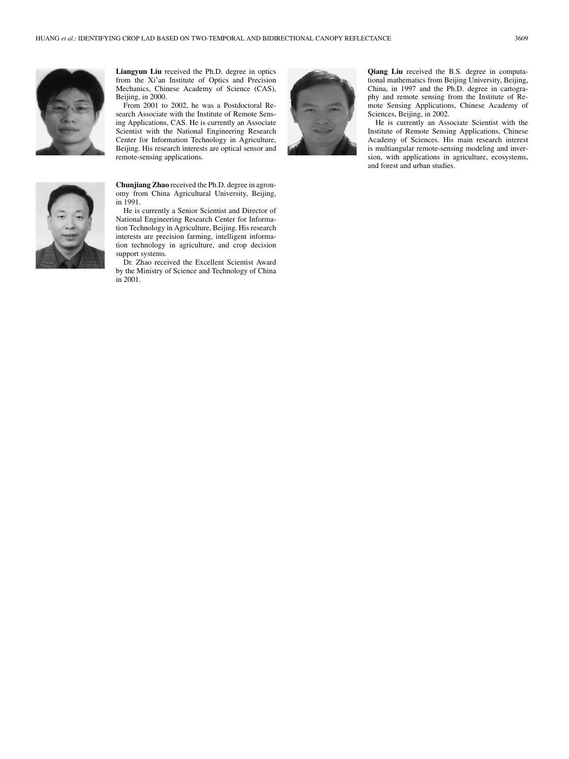**Liangyun Liu** received the Ph.D. degree in optics from the Xi'an Institute of Optics and Precision Mechanics, Chinese Academy of Science (CAS), Beijing, in 2000.

From 2001 to 2002, he was a Postdoctoral Research Associate with the Institute of Remote Sensing Applications, CAS. He is currently an Associate Scientist with the National Engineering Research Center for Information Technology in Agriculture, Beijing. His research interests are optical sensor and remote-sensing applications.

**Chunjiang Zhao** received the Ph.D. degree in agronomy from China Agricultural University, Beijing, in 1991.

He is currently a Senior Scientist and Director of National Engineering Research Center for Information Technology in Agriculture, Beijing. His research interests are precision farming, intelligent information technology in agriculture, and crop decision support systems.

Dr. Zhao received the Excellent Scientist Award by the Ministry of Science and Technology of China in 2001.

**Qiang Liu** received the B.S. degree in computational mathematics from Beijing University, Beijing, China, in 1997 and the Ph.D. degree in cartography and remote sensing from the Institute of Remote Sensing Applications, Chinese Academy of Sciences, Beijing, in 2002.

He is currently an Associate Scientist with the Institute of Remote Sensing Applications, Chinese Academy of Sciences. His main research interest is multiangular remote-sensing modeling and inversion, with applications in agriculture, ecosystems, and forest and urban studies.